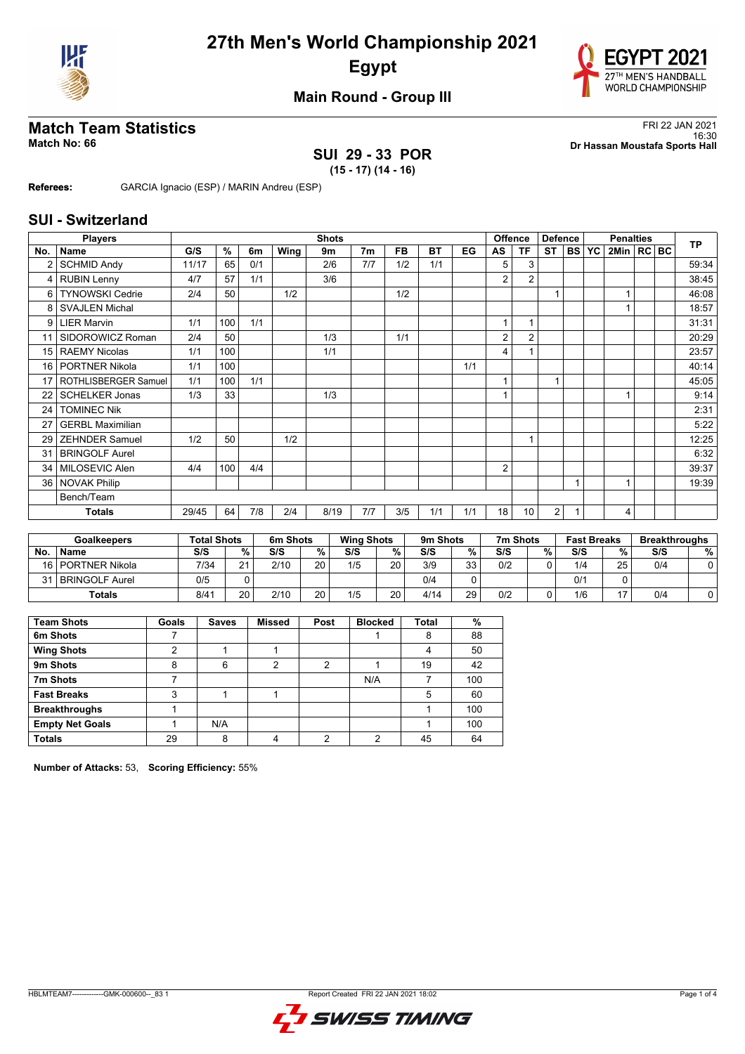# 27th Men's World Championship 2021

## Egypt

### Main Round - Group III

## Match Team Statistics

**Match No: 66**

FRI 22 JAN 2021
16:30
**Dr Hassan Moustafa Sports Hall**

**SUI 29 - 33 POR**
**(15 - 17) (14 - 16)**

**Referees:** GARCIA Ignacio (ESP) / MARIN Andreu (ESP)

## SUI - Switzerland

| No. | Name | G/S | % | 6m | Wing | 9m | 7m | FB | BT | EG | AS | TF | ST | BS | YC | 2Min | RC | BC | TP |
|---|---|---|---|---|---|---|---|---|---|---|---|---|---|---|---|---|---|---|---|
| 2 | SCHMID Andy | 11/17 | 65 | 0/1 | | 2/6 | 7/7 | 1/2 | 1/1 | | 5 | 3 | | | | | | | 59:34 |
| 4 | RUBIN Lenny | 4/7 | 57 | 1/1 | | 3/6 | | | | | 2 | 2 | | | | | | | 38:45 |
| 6 | TYNOWSKI Cedrie | 2/4 | 50 | | 1/2 | | | 1/2 | | | | | 1 | | | 1 | | | 46:08 |
| 8 | SVAJLEN Michal | | | | | | | | | | | | | | | 1 | | | 18:57 |
| 9 | LIER Marvin | 1/1 | 100 | 1/1 | | | | | | | 1 | 1 | | | | | | | 31:31 |
| 11 | SIDOROWICZ Roman | 2/4 | 50 | | | 1/3 | | 1/1 | | | 2 | 2 | | | | | | | 20:29 |
| 15 | RAEMY Nicolas | 1/1 | 100 | | | 1/1 | | | | | 4 | 1 | | | | | | | 23:57 |
| 16 | PORTNER Nikola | 1/1 | 100 | | | | | | | 1/1 | | | | | | | | | 40:14 |
| 17 | ROTHLISBERGER Samuel | 1/1 | 100 | 1/1 | | | | | | | 1 | | 1 | | | | | | 45:05 |
| 22 | SCHELKER Jonas | 1/3 | 33 | | | 1/3 | | | | | 1 | | | | | 1 | | | 9:14 |
| 24 | TOMINEC Nik | | | | | | | | | | | | | | | | | | 2:31 |
| 27 | GERBL Maximilian | | | | | | | | | | | | | | | | | | 5:22 |
| 29 | ZEHNDER Samuel | 1/2 | 50 | | 1/2 | | | | | | | 1 | | | | | | | 12:25 |
| 31 | BRINGOLF Aurel | | | | | | | | | | | | | | | | | | 6:32 |
| 34 | MILOSEVIC Alen | 4/4 | 100 | 4/4 | | | | | | | 2 | | | | | | | | 39:37 |
| 36 | NOVAK Philip | | | | | | | | | | | | | 1 | | 1 | | | 19:39 |
| | Bench/Team | | | | | | | | | | | | | | | | | | |
| | **Totals** | 29/45 | 64 | 7/8 | 2/4 | 8/19 | 7/7 | 3/5 | 1/1 | 1/1 | 18 | 10 | 2 | 1 | | 4 | | | |

| No. | Goalkeepers | Total Shots S/S | % | 6m Shots S/S | % | Wing Shots S/S | % | 9m Shots S/S | % | 7m Shots S/S | % | Fast Breaks S/S | % | Breakthroughs S/S | % |
|---|---|---|---|---|---|---|---|---|---|---|---|---|---|---|---|
| 16 | PORTNER Nikola | 7/34 | 21 | 2/10 | 20 | 1/5 | 20 | 3/9 | 33 | 0/2 | 0 | 1/4 | 25 | 0/4 | 0 |
| 31 | BRINGOLF Aurel | 0/5 | 0 | | | | | 0/4 | 0 | | | 0/1 | 0 | | |
| | **Totals** | 8/41 | 20 | 2/10 | 20 | 1/5 | 20 | 4/14 | 29 | 0/2 | 0 | 1/6 | 17 | 0/4 | 0 |

| Team Shots | Goals | Saves | Missed | Post | Blocked | Total | % |
|---|---|---|---|---|---|---|---|
| **6m Shots** | 7 | | | | 1 | 8 | 88 |
| **Wing Shots** | 2 | 1 | 1 | | | 4 | 50 |
| **9m Shots** | 8 | 6 | 2 | 2 | 1 | 19 | 42 |
| **7m Shots** | 7 | | | | N/A | 7 | 100 |
| **Fast Breaks** | 3 | 1 | 1 | | | 5 | 60 |
| **Breakthroughs** | 1 | | | | | 1 | 100 |
| **Empty Net Goals** | 1 | N/A | | | | 1 | 100 |
| **Totals** | 29 | 8 | 4 | 2 | 2 | 45 | 64 |

**Number of Attacks:** 53, **Scoring Efficiency:** 55%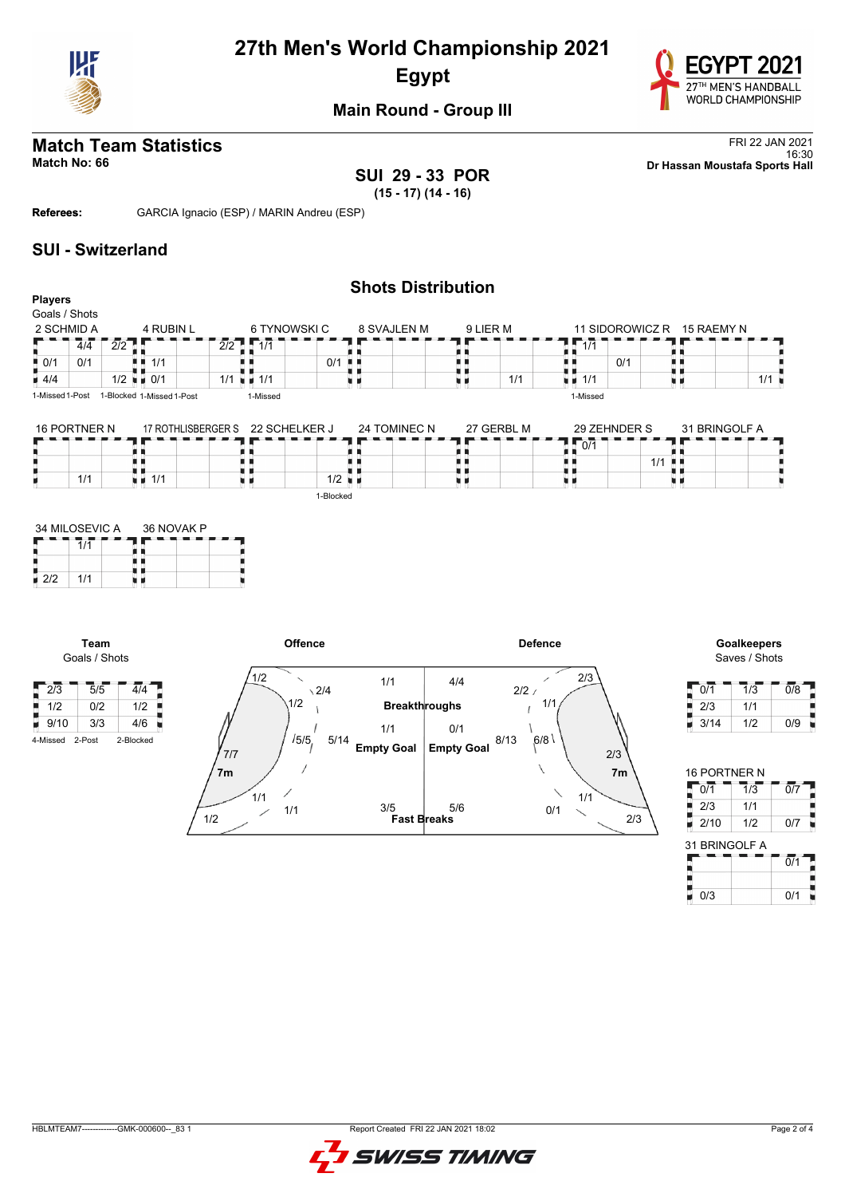# 27th Men's World Championship 2021

## Egypt

### Main Round - Group III

## Match Team Statistics

**Match No: 66**

FRI 22 JAN 2021
16:30
**Dr Hassan Moustafa Sports Hall**

**SUI 29 - 33 POR**
**(15 - 17) (14 - 16)**

**Referees:** GARCIA Ignacio (ESP) / MARIN Andreu (ESP)

## SUI - Switzerland

### Shots Distribution

**Players**
Goals / Shots

**2 SCHMID A**

| | | |
|---|---|---|
| | 4/4 | 2/2 |
| 0/1 | 0/1 | |
| 4/4 | | 1/2 |

1-Missed 1-Post

**4 RUBIN L**

| | | |
|---|---|---|
| | | 2/2 |
| 1/1 | | |
| 0/1 | | 1/1 |

1-Blocked 1-Missed 1-Post

**6 TYNOWSKI C**

| | | |
|---|---|---|
| 1/1 | | |
| | | 0/1 |
| 1/1 | | |

1-Missed

**8 SVAJLEN M**

| | | |
|---|---|---|
| | | |
| | | |
| | | |

**9 LIER M**

| | | |
|---|---|---|
| | | |
| | | |
| | | 1/1 |

**11 SIDOROWICZ R**

| | | |
|---|---|---|
| 1/1 | | |
| | 0/1 | |
| 1/1 | | |

1-Missed

**15 RAEMY N**

| | | |
|---|---|---|
| | | |
| | | |
| | | 1/1 |

**16 PORTNER N**

| | | |
|---|---|---|
| | | |
| | | |
| | 1/1 | |

**17 ROTHLISBERGER S**

| | | |
|---|---|---|
| | | |
| | | |
| 1/1 | | |

**22 SCHELKER J**

| | | |
|---|---|---|
| | | |
| | | |
| | | 1/2 |

1-Blocked

**24 TOMINEC N**

| | | |
|---|---|---|
| | | |
| | | |
| | | |

**27 GERBL M**

| | | |
|---|---|---|
| | | |
| | | |
| | | |

**29 ZEHNDER S**

| | | |
|---|---|---|
| 0/1 | | |
| | | 1/1 |
| | | |

**31 BRINGOLF A**

| | | |
|---|---|---|
| | | |
| | | |
| | | |

**34 MILOSEVIC A**

| | | |
|---|---|---|
| | 1/1 | |
| | | |
| 2/2 | 1/1 | |

**36 NOVAK P**

| | | |
|---|---|---|
| | | |
| | | |
| | | |

**Team**
Goals / Shots

| | | |
|---|---|---|
| 2/3 | 5/5 | 4/4 |
| 1/2 | 0/2 | 1/2 |
| 9/10 | 3/3 | 4/6 |

4-Missed 2-Post 2-Blocked

**Offence**

- Wing left: 1/2 (upper), 1/2 (lower)
- Back left: 2/4
- 6m left: 1/2
- 6m centre: 5/5
- 9m: 5/14
- 7m: 7/7
- Left lower: 1/1, 1/1
- Breakthroughs: 1/1
- Empty Goal: 1/1
- Fast Breaks: 3/5

**Defence**

- Breakthroughs: 4/4
- Empty Goal: 0/1
- Fast Breaks: 5/6
- Wing right: 2/3 (upper), 2/3 (lower)
- Back right: 2/2
- 6m right: 1/1
- 6m centre: 6/8
- 9m: 8/13
- 7m: 2/3
- Right lower: 0/1, 1/1

**Goalkeepers**
Saves / Shots

| | | |
|---|---|---|
| 0/1 | 1/3 | 0/8 |
| 2/3 | 1/1 | |
| 3/14 | 1/2 | 0/9 |

**16 PORTNER N**

| | | |
|---|---|---|
| 0/1 | 1/3 | 0/7 |
| 2/3 | 1/1 | |
| 2/10 | 1/2 | 0/7 |

**31 BRINGOLF A**

| | | |
|---|---|---|
| | | 0/1 |
| | | |
| 0/3 | | 0/1 |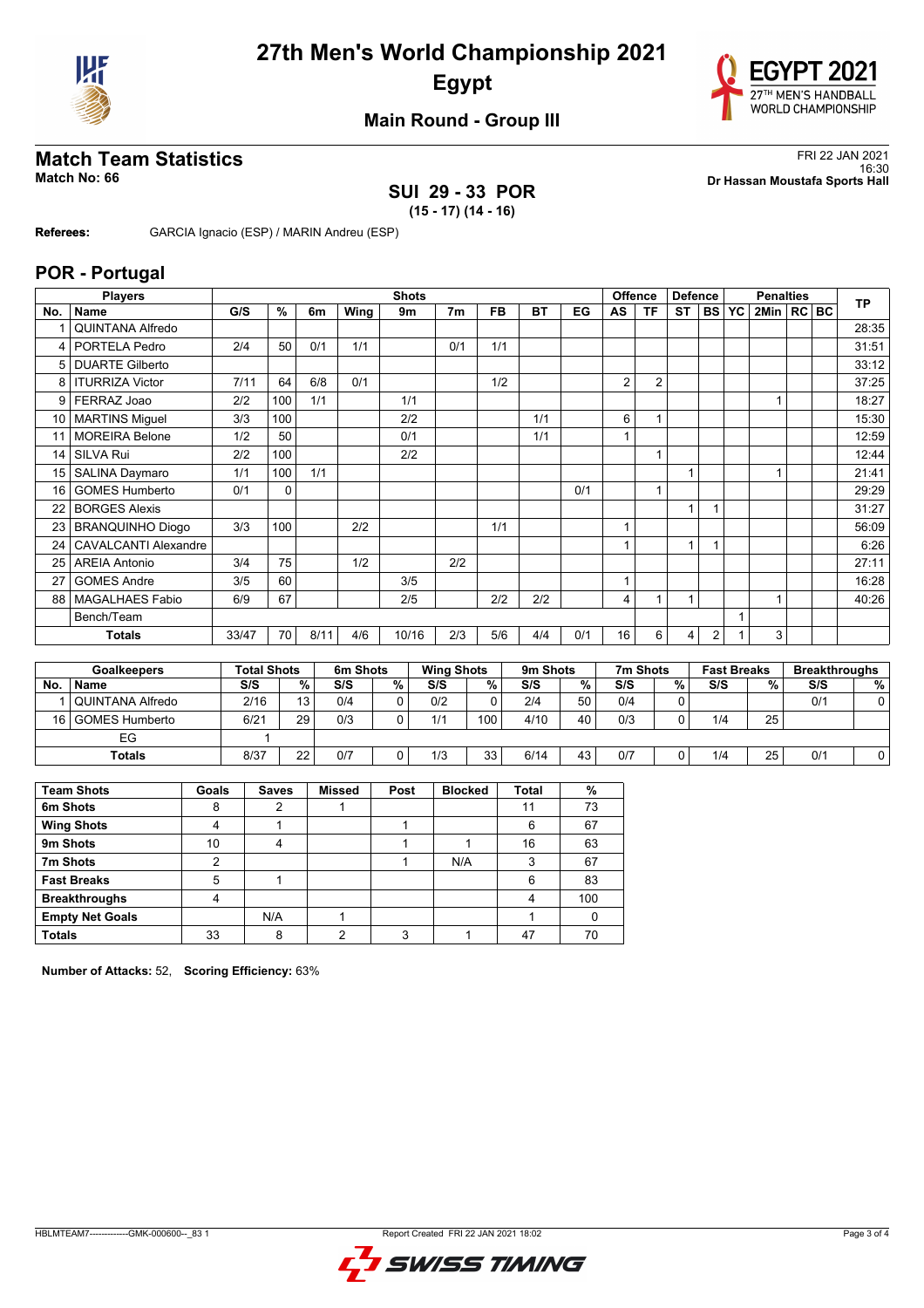# 27th Men's World Championship 2021

## Egypt

### Main Round - Group III

## Match Team Statistics

**Match No: 66**

FRI 22 JAN 2021
16:30
**Dr Hassan Moustafa Sports Hall**

**SUI 29 - 33 POR**
**(15 - 17) (14 - 16)**

**Referees:** GARCIA Ignacio (ESP) / MARIN Andreu (ESP)

## POR - Portugal

| No. | Name | G/S | % | 6m | Wing | 9m | 7m | FB | BT | EG | AS | TF | ST | BS | YC | 2Min | RC | BC | TP |
|---|---|---|---|---|---|---|---|---|---|---|---|---|---|---|---|---|---|---|---|
| 1 | QUINTANA Alfredo | | | | | | | | | | | | | | | | | | 28:35 |
| 4 | PORTELA Pedro | 2/4 | 50 | 0/1 | 1/1 | | 0/1 | 1/1 | | | | | | | | | | | 31:51 |
| 5 | DUARTE Gilberto | | | | | | | | | | | | | | | | | | 33:12 |
| 8 | ITURRIZA Victor | 7/11 | 64 | 6/8 | 0/1 | | | 1/2 | | | 2 | 2 | | | | | | | 37:25 |
| 9 | FERRAZ Joao | 2/2 | 100 | 1/1 | | 1/1 | | | | | | | | | | 1 | | | 18:27 |
| 10 | MARTINS Miguel | 3/3 | 100 | | | 2/2 | | | 1/1 | | 6 | 1 | | | | | | | 15:30 |
| 11 | MOREIRA Belone | 1/2 | 50 | | | 0/1 | | | 1/1 | | 1 | | | | | | | | 12:59 |
| 14 | SILVA Rui | 2/2 | 100 | | | 2/2 | | | | | | 1 | | | | | | | 12:44 |
| 15 | SALINA Daymaro | 1/1 | 100 | 1/1 | | | | | | | | | 1 | | | 1 | | | 21:41 |
| 16 | GOMES Humberto | 0/1 | 0 | | | | | | | 0/1 | | 1 | | | | | | | 29:29 |
| 22 | BORGES Alexis | | | | | | | | | | | | 1 | 1 | | | | | 31:27 |
| 23 | BRANQUINHO Diogo | 3/3 | 100 | | 2/2 | | | 1/1 | | | 1 | | | | | | | | 56:09 |
| 24 | CAVALCANTI Alexandre | | | | | | | | | | 1 | | 1 | 1 | | | | | 6:26 |
| 25 | AREIA Antonio | 3/4 | 75 | | 1/2 | | 2/2 | | | | | | | | | | | | 27:11 |
| 27 | GOMES Andre | 3/5 | 60 | | | 3/5 | | | | | 1 | | | | | | | | 16:28 |
| 88 | MAGALHAES Fabio | 6/9 | 67 | | | 2/5 | | 2/2 | 2/2 | | 4 | 1 | 1 | | | 1 | | | 40:26 |
| | Bench/Team | | | | | | | | | | | | | | 1 | | | | |
| | **Totals** | 33/47 | 70 | 8/11 | 4/6 | 10/16 | 2/3 | 5/6 | 4/4 | 0/1 | 16 | 6 | 4 | 2 | 1 | 3 | | | |

| No. | Goalkeepers | Total Shots S/S | % | 6m Shots S/S | % | Wing Shots S/S | % | 9m Shots S/S | % | 7m Shots S/S | % | Fast Breaks S/S | % | Breakthroughs S/S | % |
|---|---|---|---|---|---|---|---|---|---|---|---|---|---|---|---|
| 1 | QUINTANA Alfredo | 2/16 | 13 | 0/4 | 0 | 0/2 | 0 | 2/4 | 50 | 0/4 | 0 | | | 0/1 | 0 |
| 16 | GOMES Humberto | 6/21 | 29 | 0/3 | 0 | 1/1 | 100 | 4/10 | 40 | 0/3 | 0 | 1/4 | 25 | | |
| | EG | 1 | | | | | | | | | | | | | |
| | **Totals** | 8/37 | 22 | 0/7 | 0 | 1/3 | 33 | 6/14 | 43 | 0/7 | 0 | 1/4 | 25 | 0/1 | 0 |

| Team Shots | Goals | Saves | Missed | Post | Blocked | Total | % |
|---|---|---|---|---|---|---|---|
| 6m Shots | 8 | 2 | 1 | | | 11 | 73 |
| Wing Shots | 4 | 1 | | 1 | | 6 | 67 |
| 9m Shots | 10 | 4 | | 1 | 1 | 16 | 63 |
| 7m Shots | 2 | | | 1 | N/A | 3 | 67 |
| Fast Breaks | 5 | 1 | | | | 6 | 83 |
| Breakthroughs | 4 | | | | | 4 | 100 |
| Empty Net Goals | | N/A | 1 | | | 1 | 0 |
| **Totals** | 33 | 8 | 2 | 3 | 1 | 47 | 70 |

**Number of Attacks:** 52, **Scoring Efficiency:** 63%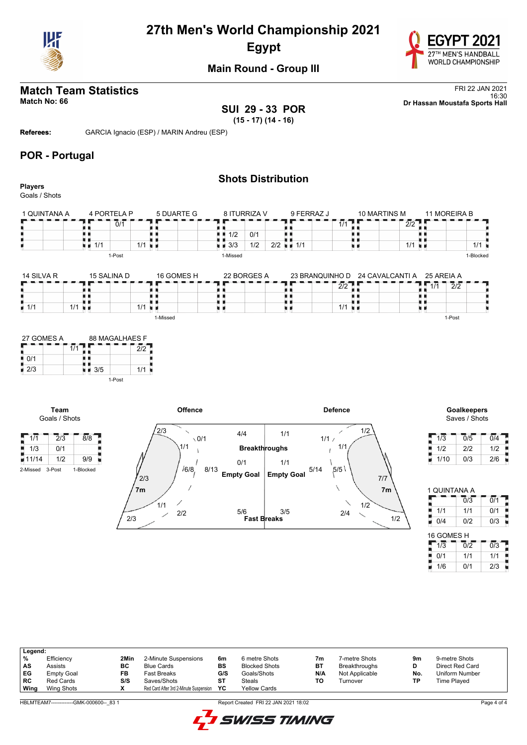# 27th Men's World Championship 2021
# Egypt

## Main Round - Group III

## Match Team Statistics

**Match No: 66**

FRI 22 JAN 2021
16:30
**Dr Hassan Moustafa Sports Hall**

**SUI 29 - 33 POR**
**(15 - 17) (14 - 16)**

**Referees:** GARCIA Ignacio (ESP) / MARIN Andreu (ESP)

## POR - Portugal

### Shots Distribution

**Players**
Goals / Shots

1 QUINTANA A

4 PORTELA P
0/1
1/1 1/1
1-Post

5 DUARTE G

8 ITURRIZA V
1/2 0/1
3/3 1/2 2/2
1-Missed

9 FERRAZ J
1/1
1/1

10 MARTINS M
2/2
1/1

11 MOREIRA B
1/1
1-Blocked

14 SILVA R
1/1 1/1

15 SALINA D
1/1

16 GOMES H
1-Missed

22 BORGES A

23 BRANQUINHO D
2/2
1/1

24 CAVALCANTI A

25 AREIA A
1/1 2/2
1-Post

27 GOMES A
1/1
0/1
2/3

88 MAGALHAES F
2/2
3/5 1/1
1-Post

**Team**
Goals / Shots

| | | |
|---|---|---|
| 1/1 | 2/3 | 8/8 |
| 1/3 | 0/1 | |
| 11/14 | 1/2 | 9/9 |

2-Missed 3-Post 1-Blocked

**Offence**

2/3, 0/1, 1/1, 6/8, 8/13, 2/3, 7m, 1/1, 2/2, 2/3

4/4 1/1 **Breakthroughs**
0/1 1/1 **Empty Goal** **Empty Goal**
5/6 3/5 **Fast Breaks**

**Defence**

1/2, 1/1, 1/1, 5/14, 5/5, 7/7, 7m, 1/2, 2/4, 1/2

**Goalkeepers**
Saves / Shots

| | | |
|---|---|---|
| 1/3 | 0/5 | 0/4 |
| 1/2 | 2/2 | 1/2 |
| 1/10 | 0/3 | 2/6 |

1 QUINTANA A

| | | |
|---|---|---|
| | 0/3 | 0/1 |
| 1/1 | 1/1 | 0/1 |
| 0/4 | 0/2 | 0/3 |

16 GOMES H

| | | |
|---|---|---|
| 1/3 | 0/2 | 0/3 |
| 0/1 | 1/1 | 1/1 |
| 1/6 | 0/1 | 2/3 |

**Legend:**

| | | | | | | | | | |
|---|---|---|---|---|---|---|---|---|---|
| % | Efficiency | 2Min | 2-Minute Suspensions | 6m | 6 metre Shots | 7m | 7-metre Shots | 9m | 9-metre Shots |
| AS | Assists | BC | Blue Cards | BS | Blocked Shots | BT | Breakthroughs | D | Direct Red Card |
| EG | Empty Goal | FB | Fast Breaks | G/S | Goals/Shots | N/A | Not Applicable | No. | Uniform Number |
| RC | Red Cards | S/S | Saves/Shots | ST | Steals | TO | Turnover | TP | Time Played |
| Wing | Wing Shots | X | Red Card After 3rd 2-Minute Suspension | YC | Yellow Cards | | | | |

HBLMTEAM7-------------GMK-000600--_83 1 Report Created FRI 22 JAN 2021 18:02